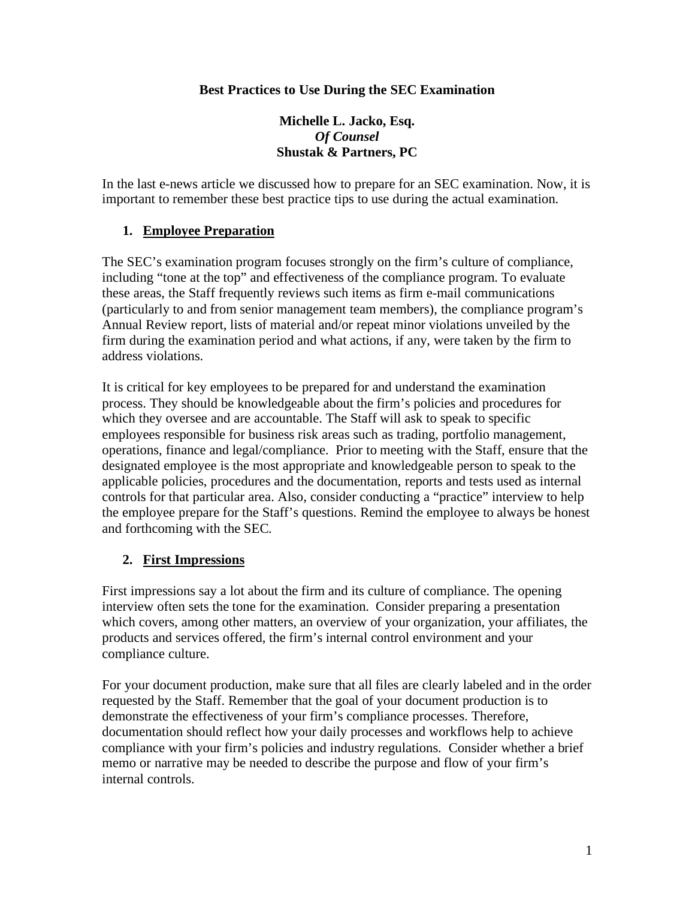# Best Practices to Use During the SEC Examination

**Michelle L. Jacko, Esq.**
***Of Counsel***
**Shustak & Partners, PC**

In the last e-news article we discussed how to prepare for an SEC examination. Now, it is important to remember these best practice tips to use during the actual examination.

## 1. Employee Preparation

The SEC's examination program focuses strongly on the firm's culture of compliance, including "tone at the top" and effectiveness of the compliance program. To evaluate these areas, the Staff frequently reviews such items as firm e-mail communications (particularly to and from senior management team members), the compliance program's Annual Review report, lists of material and/or repeat minor violations unveiled by the firm during the examination period and what actions, if any, were taken by the firm to address violations.

It is critical for key employees to be prepared for and understand the examination process. They should be knowledgeable about the firm's policies and procedures for which they oversee and are accountable. The Staff will ask to speak to specific employees responsible for business risk areas such as trading, portfolio management, operations, finance and legal/compliance. Prior to meeting with the Staff, ensure that the designated employee is the most appropriate and knowledgeable person to speak to the applicable policies, procedures and the documentation, reports and tests used as internal controls for that particular area. Also, consider conducting a "practice" interview to help the employee prepare for the Staff's questions. Remind the employee to always be honest and forthcoming with the SEC.

## 2. First Impressions

First impressions say a lot about the firm and its culture of compliance. The opening interview often sets the tone for the examination. Consider preparing a presentation which covers, among other matters, an overview of your organization, your affiliates, the products and services offered, the firm's internal control environment and your compliance culture.

For your document production, make sure that all files are clearly labeled and in the order requested by the Staff. Remember that the goal of your document production is to demonstrate the effectiveness of your firm's compliance processes. Therefore, documentation should reflect how your daily processes and workflows help to achieve compliance with your firm's policies and industry regulations. Consider whether a brief memo or narrative may be needed to describe the purpose and flow of your firm's internal controls.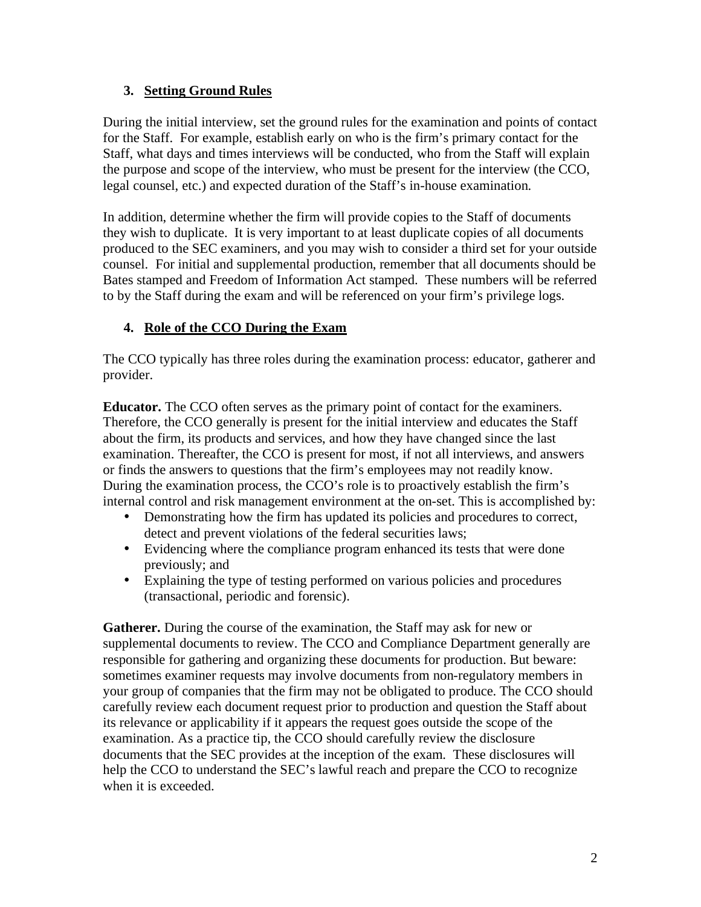### 3. Setting Ground Rules

During the initial interview, set the ground rules for the examination and points of contact for the Staff. For example, establish early on who is the firm's primary contact for the Staff, what days and times interviews will be conducted, who from the Staff will explain the purpose and scope of the interview, who must be present for the interview (the CCO, legal counsel, etc.) and expected duration of the Staff's in-house examination.

In addition, determine whether the firm will provide copies to the Staff of documents they wish to duplicate. It is very important to at least duplicate copies of all documents produced to the SEC examiners, and you may wish to consider a third set for your outside counsel. For initial and supplemental production, remember that all documents should be Bates stamped and Freedom of Information Act stamped. These numbers will be referred to by the Staff during the exam and will be referenced on your firm's privilege logs.

### 4. Role of the CCO During the Exam

The CCO typically has three roles during the examination process: educator, gatherer and provider.

**Educator.** The CCO often serves as the primary point of contact for the examiners. Therefore, the CCO generally is present for the initial interview and educates the Staff about the firm, its products and services, and how they have changed since the last examination. Thereafter, the CCO is present for most, if not all interviews, and answers or finds the answers to questions that the firm's employees may not readily know. During the examination process, the CCO's role is to proactively establish the firm's internal control and risk management environment at the on-set. This is accomplished by:

- Demonstrating how the firm has updated its policies and procedures to correct, detect and prevent violations of the federal securities laws;
- Evidencing where the compliance program enhanced its tests that were done previously; and
- Explaining the type of testing performed on various policies and procedures (transactional, periodic and forensic).

**Gatherer.** During the course of the examination, the Staff may ask for new or supplemental documents to review. The CCO and Compliance Department generally are responsible for gathering and organizing these documents for production. But beware: sometimes examiner requests may involve documents from non-regulatory members in your group of companies that the firm may not be obligated to produce. The CCO should carefully review each document request prior to production and question the Staff about its relevance or applicability if it appears the request goes outside the scope of the examination. As a practice tip, the CCO should carefully review the disclosure documents that the SEC provides at the inception of the exam. These disclosures will help the CCO to understand the SEC's lawful reach and prepare the CCO to recognize when it is exceeded.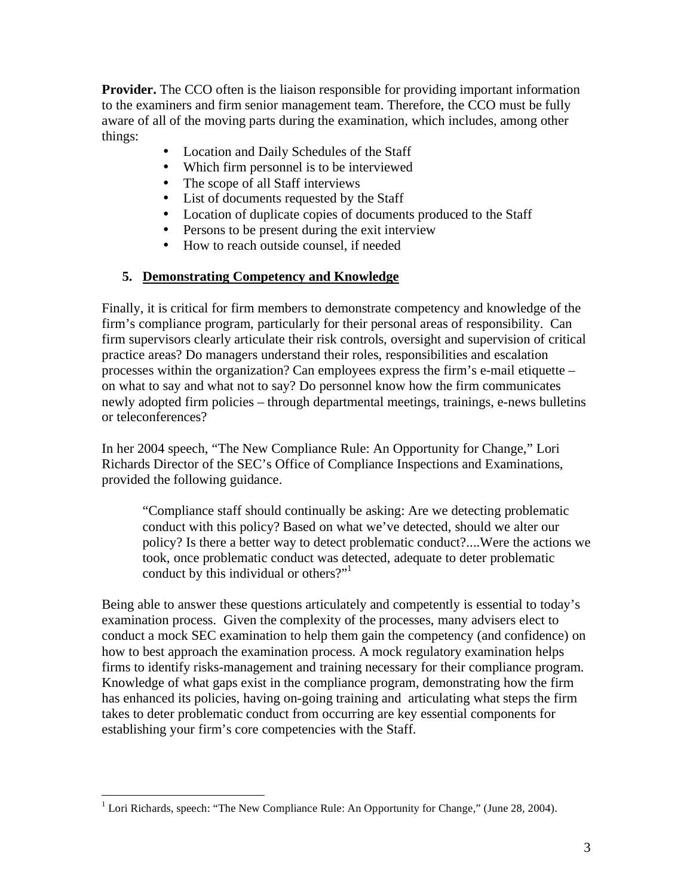**Provider.** The CCO often is the liaison responsible for providing important information to the examiners and firm senior management team. Therefore, the CCO must be fully aware of all of the moving parts during the examination, which includes, among other things:

- Location and Daily Schedules of the Staff
- Which firm personnel is to be interviewed
- The scope of all Staff interviews
- List of documents requested by the Staff
- Location of duplicate copies of documents produced to the Staff
- Persons to be present during the exit interview
- How to reach outside counsel, if needed

## 5. Demonstrating Competency and Knowledge

Finally, it is critical for firm members to demonstrate competency and knowledge of the firm's compliance program, particularly for their personal areas of responsibility. Can firm supervisors clearly articulate their risk controls, oversight and supervision of critical practice areas? Do managers understand their roles, responsibilities and escalation processes within the organization? Can employees express the firm's e-mail etiquette – on what to say and what not to say? Do personnel know how the firm communicates newly adopted firm policies – through departmental meetings, trainings, e-news bulletins or teleconferences?

In her 2004 speech, "The New Compliance Rule: An Opportunity for Change," Lori Richards Director of the SEC's Office of Compliance Inspections and Examinations, provided the following guidance.

> "Compliance staff should continually be asking: Are we detecting problematic conduct with this policy? Based on what we've detected, should we alter our policy? Is there a better way to detect problematic conduct?....Were the actions we took, once problematic conduct was detected, adequate to deter problematic conduct by this individual or others?"[1]

Being able to answer these questions articulately and competently is essential to today's examination process. Given the complexity of the processes, many advisers elect to conduct a mock SEC examination to help them gain the competency (and confidence) on how to best approach the examination process. A mock regulatory examination helps firms to identify risks-management and training necessary for their compliance program. Knowledge of what gaps exist in the compliance program, demonstrating how the firm has enhanced its policies, having on-going training and articulating what steps the firm takes to deter problematic conduct from occurring are key essential components for establishing your firm's core competencies with the Staff.

---

[1] Lori Richards, speech: "The New Compliance Rule: An Opportunity for Change," (June 28, 2004).